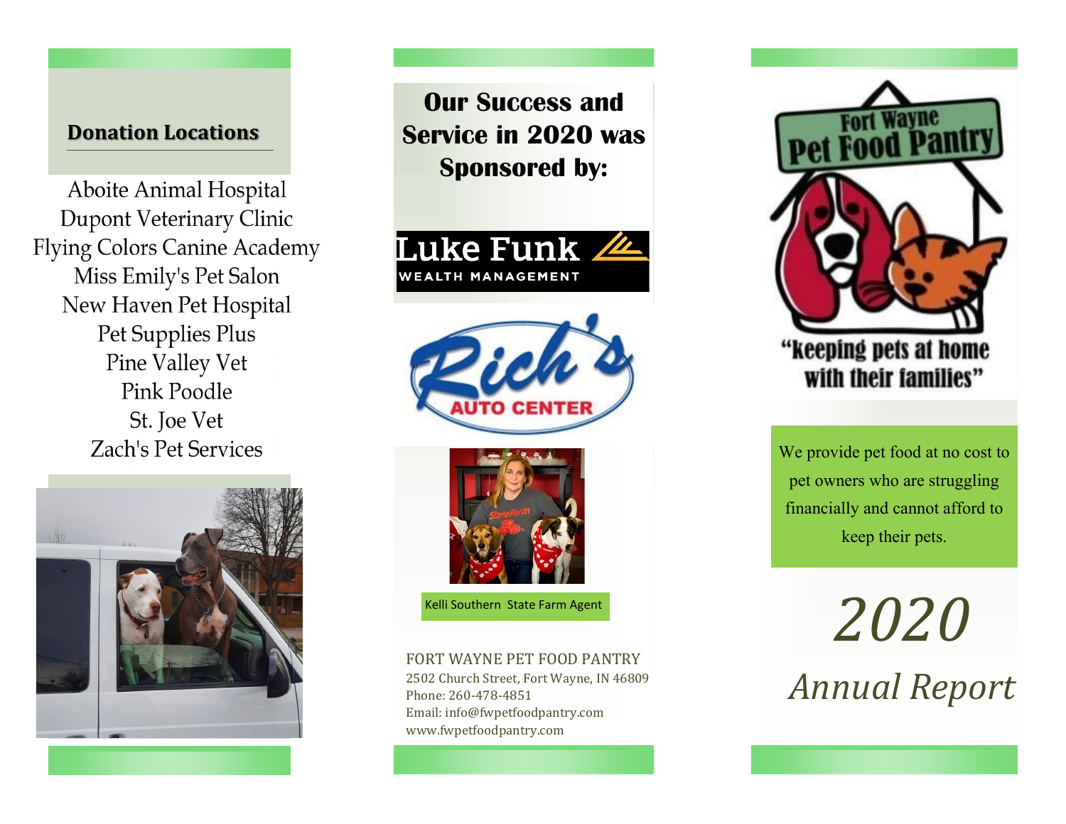## Donation Locations

Aboite Animal Hospital
Dupont Veterinary Clinic
Flying Colors Canine Academy
Miss Emily's Pet Salon
New Haven Pet Hospital
Pet Supplies Plus
Pine Valley Vet
Pink Poodle
St. Joe Vet
Zach's Pet Services

## Our Success and Service in 2020 was Sponsored by:

Luke Funk WEALTH MANAGEMENT

Rich's AUTO CENTER

Kelli Southern State Farm Agent

FORT WAYNE PET FOOD PANTRY
2502 Church Street, Fort Wayne, IN 46809
Phone: 260-478-4851
Email: info@fwpetfoodpantry.com
www.fwpetfoodpantry.com

# Fort Wayne Pet Food Pantry

"keeping pets at home with their families"

We provide pet food at no cost to pet owners who are struggling financially and cannot afford to keep their pets.

# *2020*

# *Annual Report*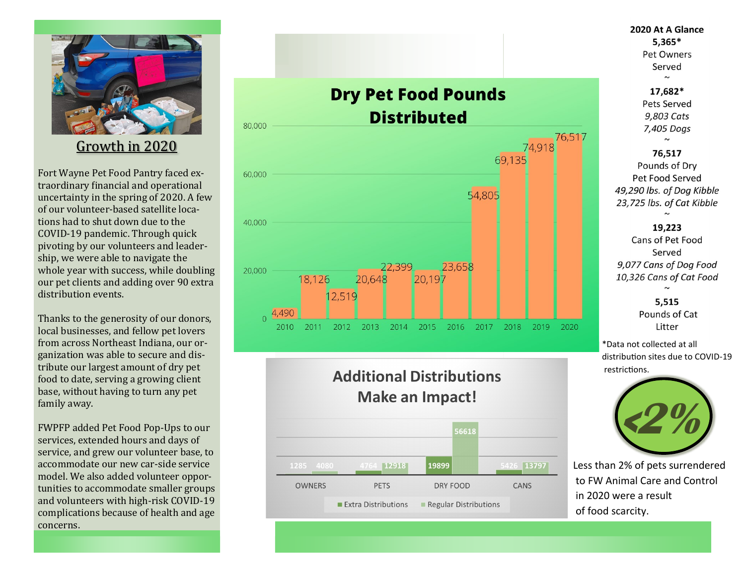## Growth in 2020

Fort Wayne Pet Food Pantry faced extraordinary financial and operational uncertainty in the spring of 2020. A few of our volunteer-based satellite locations had to shut down due to the COVID-19 pandemic. Through quick pivoting by our volunteers and leadership, we were able to navigate the whole year with success, while doubling our pet clients and adding over 90 extra distribution events.

Thanks to the generosity of our donors, local businesses, and fellow pet lovers from across Northeast Indiana, our organization was able to secure and distribute our largest amount of dry pet food to date, serving a growing client base, without having to turn any pet family away.

FWPFP added Pet Food Pop-Ups to our services, extended hours and days of service, and grew our volunteer base, to accommodate our new car-side service model. We also added volunteer opportunities to accommodate smaller groups and volunteers with high-risk COVID-19 complications because of health and age concerns.

**Dry Pet Food Pounds Distributed**

80,000
60,000
40,000
20,000
0

2010: 4,490
2011: 18,126
2012: 12,519
2013: 20,648
2014: 22,399
2015: 20,197
2016: 23,658
2017: 54,805
2018: 69,135
2019: 74,918
2020: 76,517

**Additional Distributions Make an Impact!**

OWNERS: 1285, 4080
PETS: 4764, 12918
DRY FOOD: 19899, 56618
CANS: 5426, 13797

Extra Distributions
Regular Distributions

**2020 At A Glance**

**5,365***
Pet Owners Served

~

**17,682***
Pets Served
*9,803 Cats*
*7,405 Dogs*

~

**76,517**
Pounds of Dry Pet Food Served
*49,290 lbs. of Dog Kibble*
*23,725 lbs. of Cat Kibble*

~

**19,223**
Cans of Pet Food Served
*9,077 Cans of Dog Food*
*10,326 Cans of Cat Food*

~

**5,515**
Pounds of Cat Litter

*Data not collected at all distribution sites due to COVID-19 restrictions.

<2%

Less than 2% of pets surrendered to FW Animal Care and Control in 2020 were a result of food scarcity.